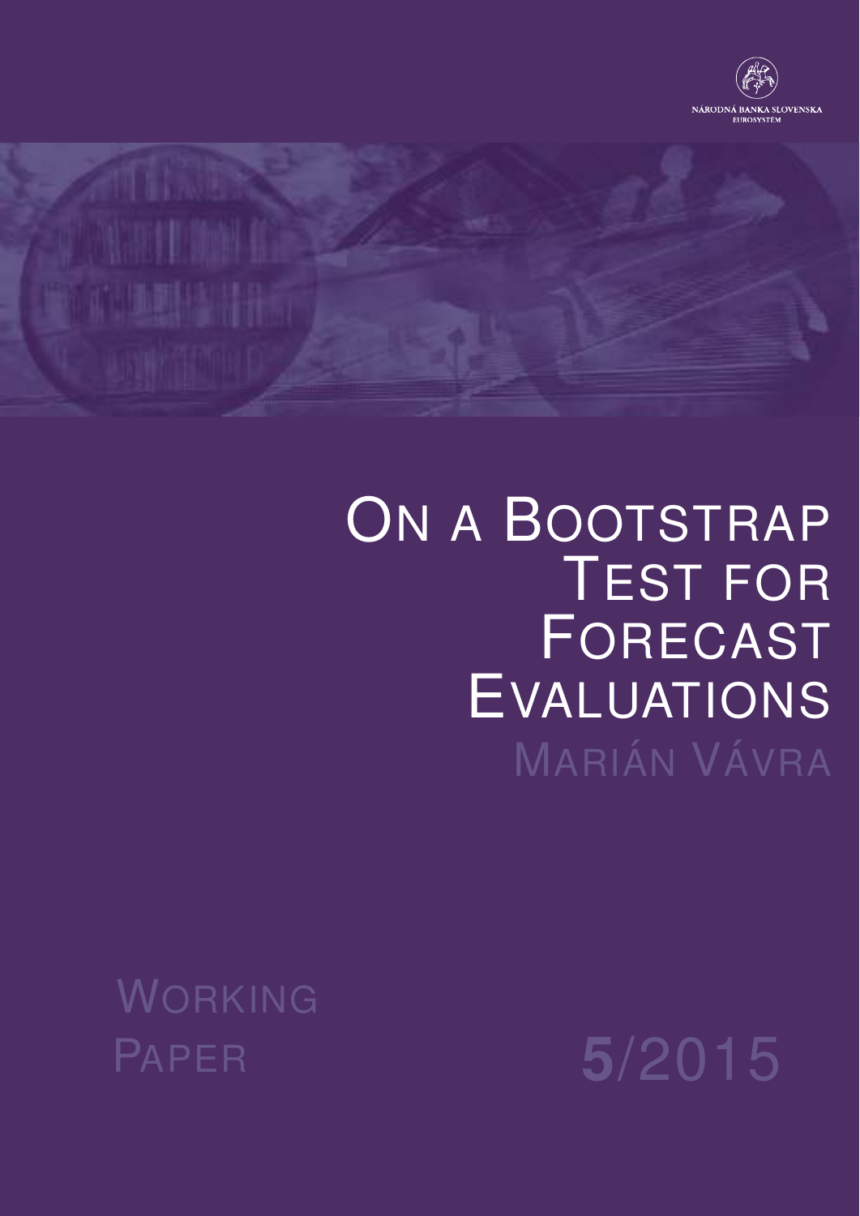NÁRODNÁ BANKA SLOVENSKA
EUROSYSTÉM

# On a Bootstrap Test for Forecast Evaluations

Marián Vávra

Working Paper 5/2015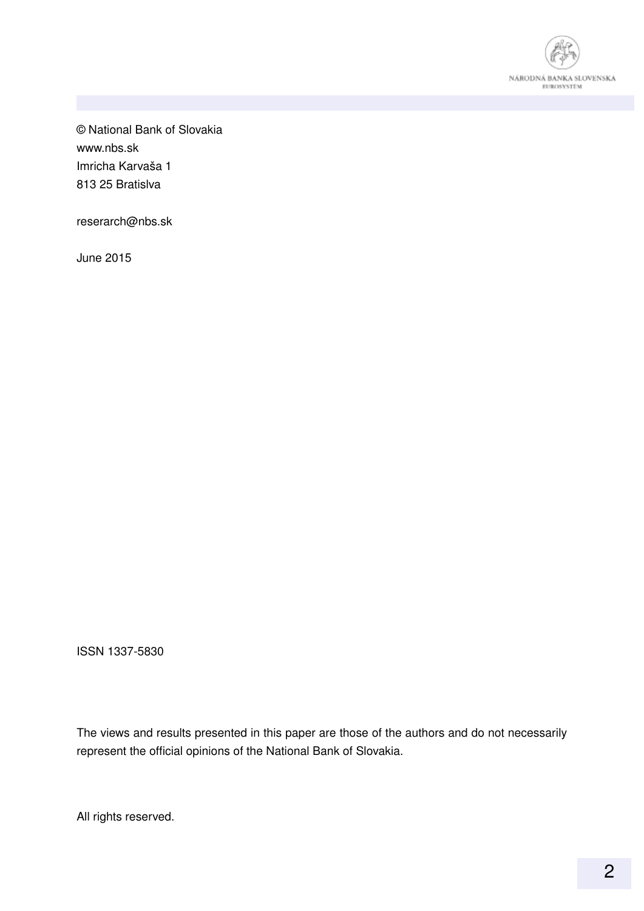© National Bank of Slovakia
www.nbs.sk
Imricha Karvaša 1
813 25 Bratislva

reserarch@nbs.sk

June 2015

ISSN 1337-5830

The views and results presented in this paper are those of the authors and do not necessarily represent the official opinions of the National Bank of Slovakia.

All rights reserved.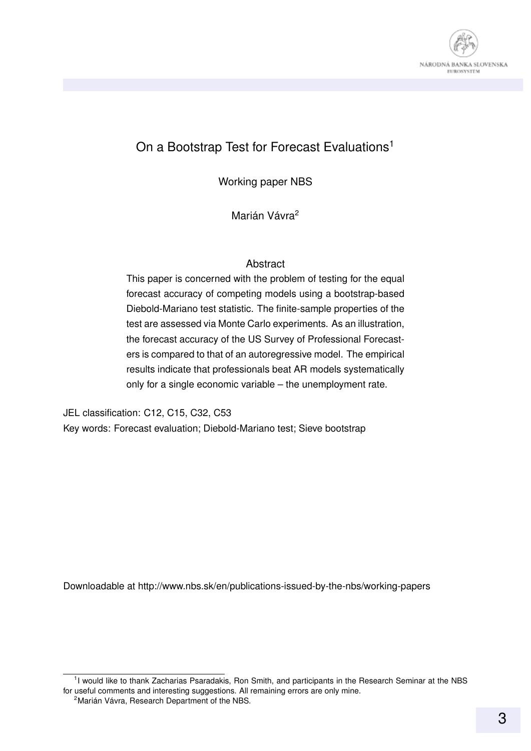# On a Bootstrap Test for Forecast Evaluations[1]

Working paper NBS

Marián Vávra[2]

## Abstract

This paper is concerned with the problem of testing for the equal forecast accuracy of competing models using a bootstrap-based Diebold-Mariano test statistic. The finite-sample properties of the test are assessed via Monte Carlo experiments. As an illustration, the forecast accuracy of the US Survey of Professional Forecasters is compared to that of an autoregressive model. The empirical results indicate that professionals beat AR models systematically only for a single economic variable – the unemployment rate.

JEL classification: C12, C15, C32, C53

Key words: Forecast evaluation; Diebold-Mariano test; Sieve bootstrap

Downloadable at http://www.nbs.sk/en/publications-issued-by-the-nbs/working-papers

[1] I would like to thank Zacharias Psaradakis, Ron Smith, and participants in the Research Seminar at the NBS for useful comments and interesting suggestions. All remaining errors are only mine.

[2] Marián Vávra, Research Department of the NBS.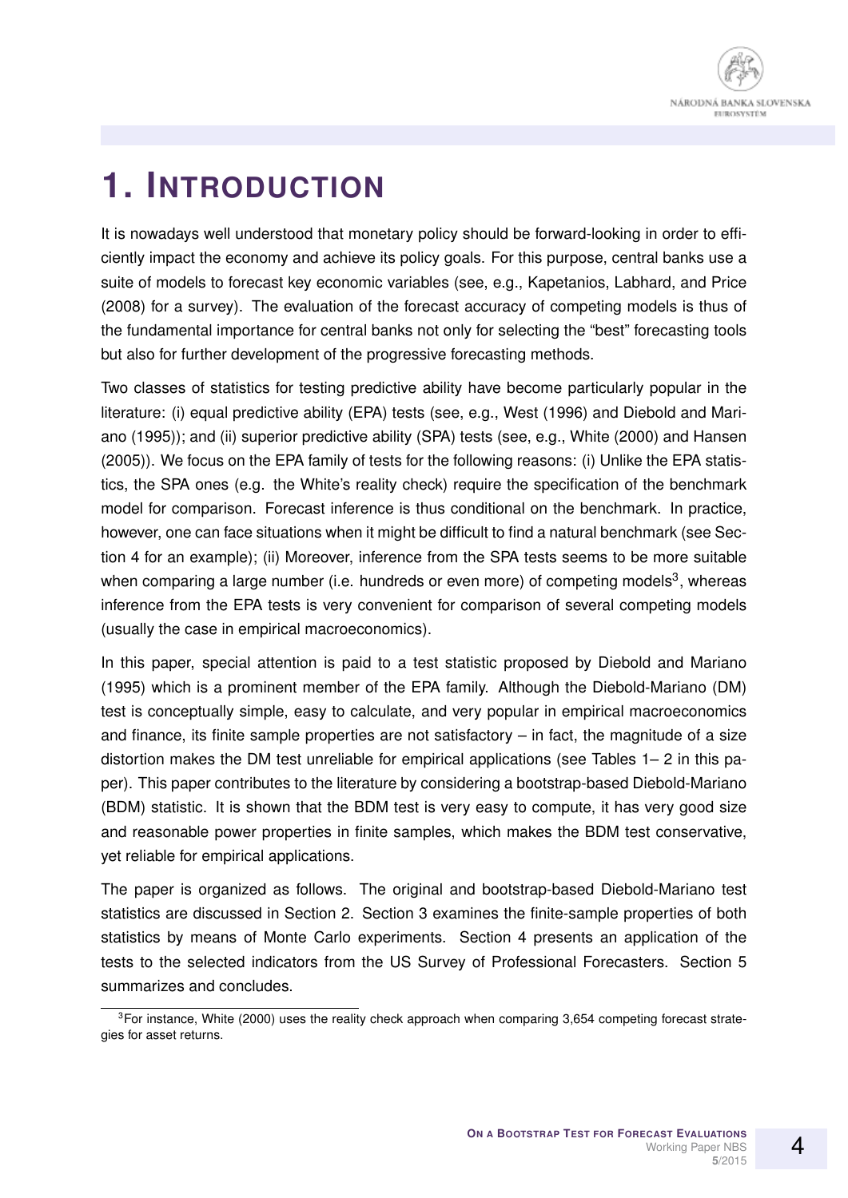# 1. INTRODUCTION

It is nowadays well understood that monetary policy should be forward-looking in order to efficiently impact the economy and achieve its policy goals. For this purpose, central banks use a suite of models to forecast key economic variables (see, e.g., Kapetanios, Labhard, and Price (2008) for a survey). The evaluation of the forecast accuracy of competing models is thus of the fundamental importance for central banks not only for selecting the "best" forecasting tools but also for further development of the progressive forecasting methods.

Two classes of statistics for testing predictive ability have become particularly popular in the literature: (i) equal predictive ability (EPA) tests (see, e.g., West (1996) and Diebold and Mariano (1995)); and (ii) superior predictive ability (SPA) tests (see, e.g., White (2000) and Hansen (2005)). We focus on the EPA family of tests for the following reasons: (i) Unlike the EPA statistics, the SPA ones (e.g. the White's reality check) require the specification of the benchmark model for comparison. Forecast inference is thus conditional on the benchmark. In practice, however, one can face situations when it might be difficult to find a natural benchmark (see Section 4 for an example); (ii) Moreover, inference from the SPA tests seems to be more suitable when comparing a large number (i.e. hundreds or even more) of competing models[3], whereas inference from the EPA tests is very convenient for comparison of several competing models (usually the case in empirical macroeconomics).

In this paper, special attention is paid to a test statistic proposed by Diebold and Mariano (1995) which is a prominent member of the EPA family. Although the Diebold-Mariano (DM) test is conceptually simple, easy to calculate, and very popular in empirical macroeconomics and finance, its finite sample properties are not satisfactory – in fact, the magnitude of a size distortion makes the DM test unreliable for empirical applications (see Tables 1– 2 in this paper). This paper contributes to the literature by considering a bootstrap-based Diebold-Mariano (BDM) statistic. It is shown that the BDM test is very easy to compute, it has very good size and reasonable power properties in finite samples, which makes the BDM test conservative, yet reliable for empirical applications.

The paper is organized as follows. The original and bootstrap-based Diebold-Mariano test statistics are discussed in Section 2. Section 3 examines the finite-sample properties of both statistics by means of Monte Carlo experiments. Section 4 presents an application of the tests to the selected indicators from the US Survey of Professional Forecasters. Section 5 summarizes and concludes.

[3] For instance, White (2000) uses the reality check approach when comparing 3,654 competing forecast strategies for asset returns.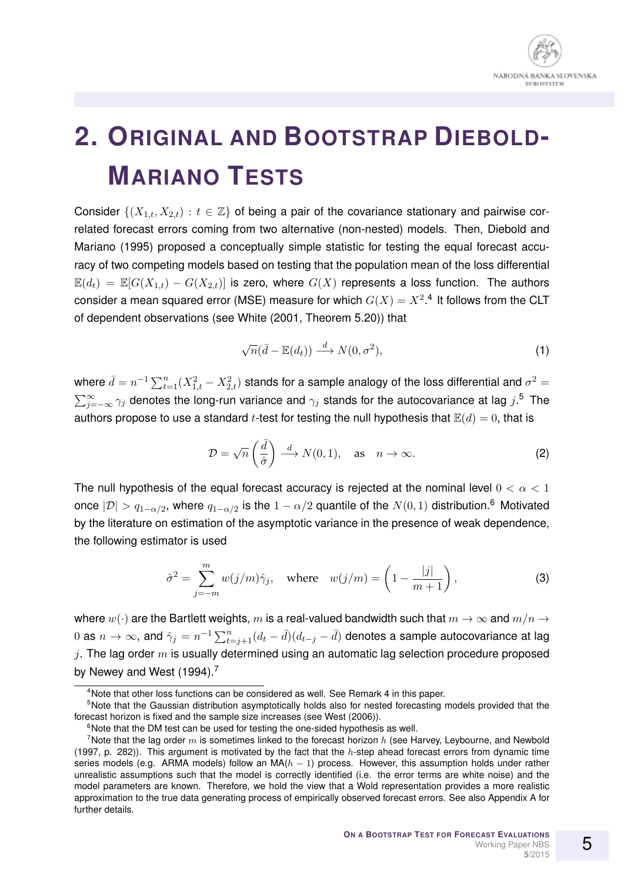# 2. Original and Bootstrap Diebold-Mariano Tests

Consider $\{(X_{1,t}, X_{2,t}) : t \in \mathbb{Z}\}$ of being a pair of the covariance stationary and pairwise correlated forecast errors coming from two alternative (non-nested) models. Then, Diebold and Mariano (1995) proposed a conceptually simple statistic for testing the equal forecast accuracy of two competing models based on testing that the population mean of the loss differential $\mathbb{E}(d_t) = \mathbb{E}[G(X_{1,t}) - G(X_{2,t})]$ is zero, where $G(X)$ represents a loss function. The authors consider a mean squared error (MSE) measure for which $G(X) = X^2$.[4] It follows from the CLT of dependent observations (see White (2001, Theorem 5.20)) that

$$\sqrt{n}(\bar{d} - \mathbb{E}(d_t)) \xrightarrow{d} N(0, \sigma^2), \tag{1}$$

where $\bar{d} = n^{-1}\sum_{t=1}^{n}(X_{1,t}^2 - X_{2,t}^2)$ stands for a sample analogy of the loss differential and $\sigma^2 = \sum_{j=-\infty}^{\infty}\gamma_j$ denotes the long-run variance and $\gamma_j$ stands for the autocovariance at lag $j$.[5] The authors propose to use a standard $t$-test for testing the null hypothesis that $\mathbb{E}(d) = 0$, that is

$$\mathcal{D} = \sqrt{n}\left(\frac{\bar{d}}{\hat{\sigma}}\right) \xrightarrow{d} N(0,1), \quad \text{as} \quad n \to \infty. \tag{2}$$

The null hypothesis of the equal forecast accuracy is rejected at the nominal level $0 < \alpha < 1$ once $|\mathcal{D}| > q_{1-\alpha/2}$, where $q_{1-\alpha/2}$ is the $1 - \alpha/2$ quantile of the $N(0,1)$ distribution.[6] Motivated by the literature on estimation of the asymptotic variance in the presence of weak dependence, the following estimator is used

$$\hat{\sigma}^2 = \sum_{j=-m}^{m} w(j/m)\hat{\gamma}_j, \quad \text{where} \quad w(j/m) = \left(1 - \frac{|j|}{m+1}\right), \tag{3}$$

where $w(\cdot)$ are the Bartlett weights, $m$ is a real-valued bandwidth such that $m \to \infty$ and $m/n \to 0$ as $n \to \infty$, and $\hat{\gamma}_j = n^{-1}\sum_{t=j+1}^{n}(d_t - \bar{d})(d_{t-j} - \bar{d})$ denotes a sample autocovariance at lag $j$. The lag order $m$ is usually determined using an automatic lag selection procedure proposed by Newey and West (1994).[7]

---

[4] Note that other loss functions can be considered as well. See Remark 4 in this paper.

[5] Note that the Gaussian distribution asymptotically holds also for nested forecasting models provided that the forecast horizon is fixed and the sample size increases (see West (2006)).

[6] Note that the DM test can be used for testing the one-sided hypothesis as well.

[7] Note that the lag order $m$ is sometimes linked to the forecast horizon $h$ (see Harvey, Leybourne, and Newbold (1997, p. 282)). This argument is motivated by the fact that the $h$-step ahead forecast errors from dynamic time series models (e.g. ARMA models) follow an MA($h-1$) process. However, this assumption holds under rather unrealistic assumptions such that the model is correctly identified (i.e. the error terms are white noise) and the model parameters are known. Therefore, we hold the view that a Wold representation provides a more realistic approximation to the true data generating process of empirically observed forecast errors. See also Appendix A for further details.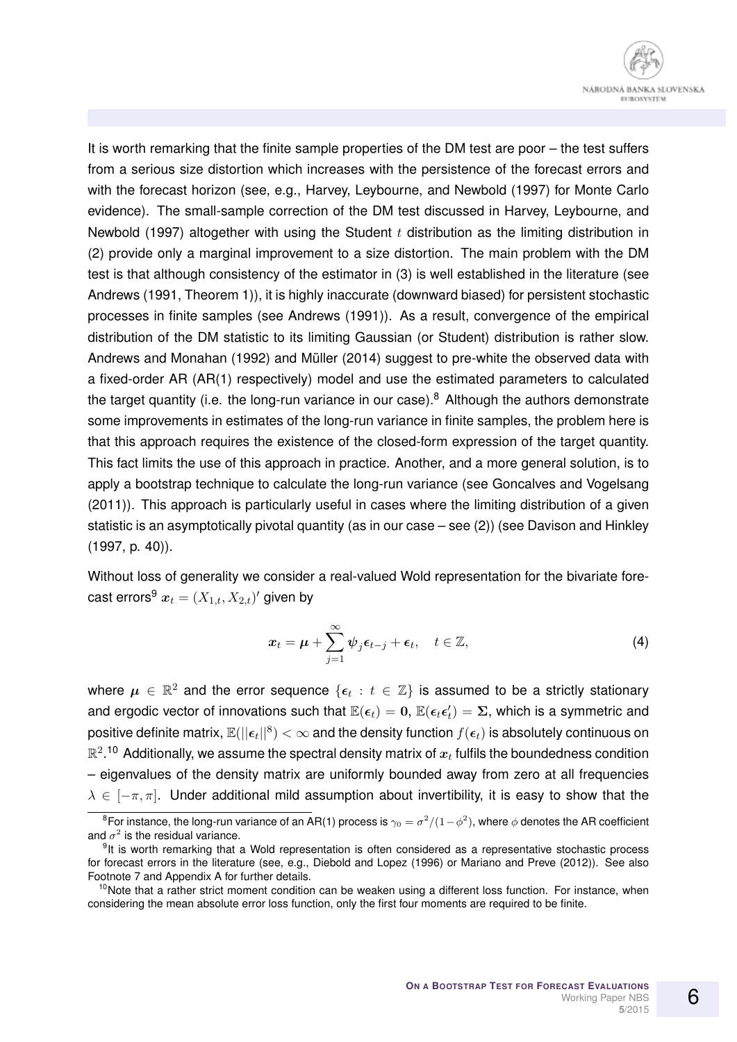It is worth remarking that the finite sample properties of the DM test are poor – the test suffers from a serious size distortion which increases with the persistence of the forecast errors and with the forecast horizon (see, e.g., Harvey, Leybourne, and Newbold (1997) for Monte Carlo evidence). The small-sample correction of the DM test discussed in Harvey, Leybourne, and Newbold (1997) altogether with using the Student $t$ distribution as the limiting distribution in (2) provide only a marginal improvement to a size distortion. The main problem with the DM test is that although consistency of the estimator in (3) is well established in the literature (see Andrews (1991, Theorem 1)), it is highly inaccurate (downward biased) for persistent stochastic processes in finite samples (see Andrews (1991)). As a result, convergence of the empirical distribution of the DM statistic to its limiting Gaussian (or Student) distribution is rather slow. Andrews and Monahan (1992) and Müller (2014) suggest to pre-white the observed data with a fixed-order AR (AR(1) respectively) model and use the estimated parameters to calculated the target quantity (i.e. the long-run variance in our case).[8] Although the authors demonstrate some improvements in estimates of the long-run variance in finite samples, the problem here is that this approach requires the existence of the closed-form expression of the target quantity. This fact limits the use of this approach in practice. Another, and a more general solution, is to apply a bootstrap technique to calculate the long-run variance (see Goncalves and Vogelsang (2011)). This approach is particularly useful in cases where the limiting distribution of a given statistic is an asymptotically pivotal quantity (as in our case – see (2)) (see Davison and Hinkley (1997, p. 40)).

Without loss of generality we consider a real-valued Wold representation for the bivariate forecast errors[9] $\boldsymbol{x}_t = (X_{1,t}, X_{2,t})'$ given by

$$\boldsymbol{x}_t = \boldsymbol{\mu} + \sum_{j=1}^{\infty} \boldsymbol{\psi}_j \boldsymbol{\epsilon}_{t-j} + \boldsymbol{\epsilon}_t, \quad t \in \mathbb{Z}, \tag{4}$$

where $\boldsymbol{\mu} \in \mathbb{R}^2$ and the error sequence $\{\boldsymbol{\epsilon}_t : t \in \mathbb{Z}\}$ is assumed to be a strictly stationary and ergodic vector of innovations such that $\mathbb{E}(\boldsymbol{\epsilon}_t) = \boldsymbol{0}$, $\mathbb{E}(\boldsymbol{\epsilon}_t \boldsymbol{\epsilon}_t') = \boldsymbol{\Sigma}$, which is a symmetric and positive definite matrix, $\mathbb{E}(||\boldsymbol{\epsilon}_t||^8) < \infty$ and the density function $f(\boldsymbol{\epsilon}_t)$ is absolutely continuous on $\mathbb{R}^2$.[10] Additionally, we assume the spectral density matrix of $\boldsymbol{x}_t$ fulfils the boundedness condition – eigenvalues of the density matrix are uniformly bounded away from zero at all frequencies $\lambda \in [-\pi, \pi]$. Under additional mild assumption about invertibility, it is easy to show that the

[8] For instance, the long-run variance of an AR(1) process is $\gamma_0 = \sigma^2/(1-\phi^2)$, where $\phi$ denotes the AR coefficient and $\sigma^2$ is the residual variance.

[9] It is worth remarking that a Wold representation is often considered as a representative stochastic process for forecast errors in the literature (see, e.g., Diebold and Lopez (1996) or Mariano and Preve (2012)). See also Footnote 7 and Appendix A for further details.

[10] Note that a rather strict moment condition can be weaken using a different loss function. For instance, when considering the mean absolute error loss function, only the first four moments are required to be finite.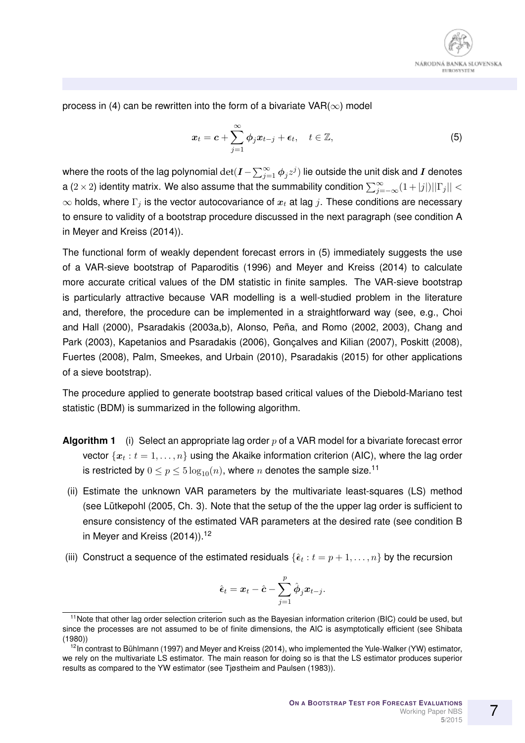process in (4) can be rewritten into the form of a bivariate VAR($\infty$) model

$$
\boldsymbol{x}_t = \boldsymbol{c} + \sum_{j=1}^{\infty} \boldsymbol{\phi}_j \boldsymbol{x}_{t-j} + \boldsymbol{\epsilon}_t, \quad t \in \mathbb{Z}, \tag{5}
$$

where the roots of the lag polynomial $\det(\boldsymbol{I} - \sum_{j=1}^{\infty} \boldsymbol{\phi}_j z^j)$ lie outside the unit disk and $\boldsymbol{I}$ denotes a $(2 \times 2)$ identity matrix. We also assume that the summability condition $\sum_{j=-\infty}^{\infty}(1 + |j|)||\Gamma_j|| < \infty$ holds, where $\Gamma_j$ is the vector autocovariance of $x_t$ at lag $j$. These conditions are necessary to ensure to validity of a bootstrap procedure discussed in the next paragraph (see condition A in Meyer and Kreiss (2014)).

The functional form of weakly dependent forecast errors in (5) immediately suggests the use of a VAR-sieve bootstrap of Paparoditis (1996) and Meyer and Kreiss (2014) to calculate more accurate critical values of the DM statistic in finite samples. The VAR-sieve bootstrap is particularly attractive because VAR modelling is a well-studied problem in the literature and, therefore, the procedure can be implemented in a straightforward way (see, e.g., Choi and Hall (2000), Psaradakis (2003a,b), Alonso, Peña, and Romo (2002, 2003), Chang and Park (2003), Kapetanios and Psaradakis (2006), Gonçalves and Kilian (2007), Poskitt (2008), Fuertes (2008), Palm, Smeekes, and Urbain (2010), Psaradakis (2015) for other applications of a sieve bootstrap).

The procedure applied to generate bootstrap based critical values of the Diebold-Mariano test statistic (BDM) is summarized in the following algorithm.

**Algorithm 1** (i) Select an appropriate lag order $p$ of a VAR model for a bivariate forecast error vector $\{\boldsymbol{x}_t : t = 1, \ldots, n\}$ using the Akaike information criterion (AIC), where the lag order is restricted by $0 \leq p \leq 5\log_{10}(n)$, where $n$ denotes the sample size.[11]

(ii) Estimate the unknown VAR parameters by the multivariate least-squares (LS) method (see Lütkepohl (2005, Ch. 3). Note that the setup of the the upper lag order is sufficient to ensure consistency of the estimated VAR parameters at the desired rate (see condition B in Meyer and Kreiss (2014)).[12]

(iii) Construct a sequence of the estimated residuals $\{\hat{\boldsymbol{\epsilon}}_t : t = p+1, \ldots, n\}$ by the recursion

$$
\hat{\boldsymbol{\epsilon}}_t = \boldsymbol{x}_t - \hat{\boldsymbol{c}} - \sum_{j=1}^{p} \hat{\boldsymbol{\phi}}_j \boldsymbol{x}_{t-j}.
$$

[11] Note that other lag order selection criterion such as the Bayesian information criterion (BIC) could be used, but since the processes are not assumed to be of finite dimensions, the AIC is asymptotically efficient (see Shibata (1980))

[12] In contrast to Bühlmann (1997) and Meyer and Kreiss (2014), who implemented the Yule-Walker (YW) estimator, we rely on the multivariate LS estimator. The main reason for doing so is that the LS estimator produces superior results as compared to the YW estimator (see Tjøstheim and Paulsen (1983)).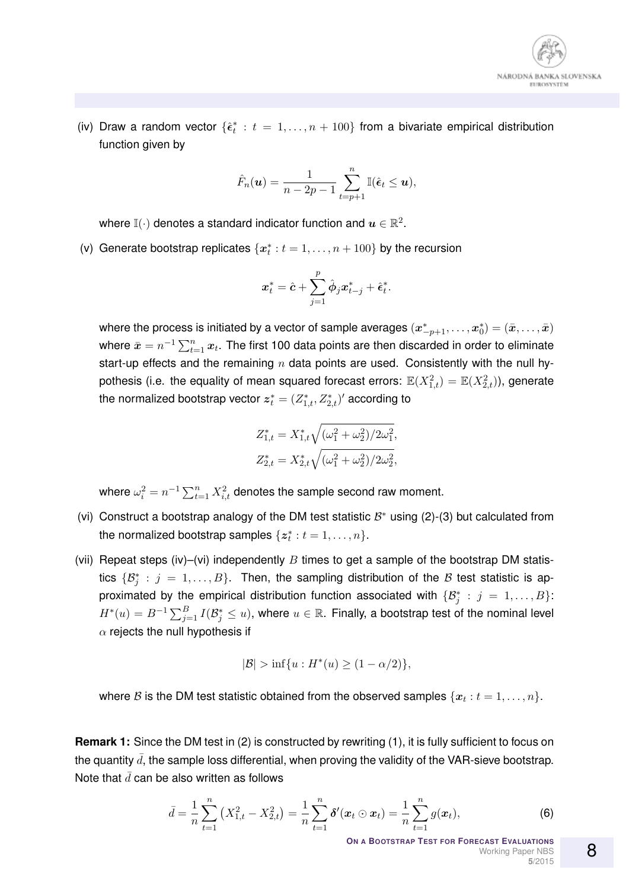(iv) Draw a random vector $\{\hat{\boldsymbol{\epsilon}}_t^* : t = 1, \ldots, n+100\}$ from a bivariate empirical distribution function given by

$$\hat{F}_n(\boldsymbol{u}) = \frac{1}{n-2p-1} \sum_{t=p+1}^{n} \mathbb{I}(\hat{\boldsymbol{\epsilon}}_t \leq \boldsymbol{u}),$$

where $\mathbb{I}(\cdot)$ denotes a standard indicator function and $\boldsymbol{u} \in \mathbb{R}^2$.

(v) Generate bootstrap replicates $\{\boldsymbol{x}_t^* : t = 1, \ldots, n+100\}$ by the recursion

$$\boldsymbol{x}_t^* = \hat{\boldsymbol{c}} + \sum_{j=1}^{p} \hat{\boldsymbol{\phi}}_j \boldsymbol{x}_{t-j}^* + \hat{\boldsymbol{\epsilon}}_t^*.$$

where the process is initiated by a vector of sample averages $(\boldsymbol{x}_{-p+1}^*, \ldots, \boldsymbol{x}_0^*) = (\bar{\boldsymbol{x}}, \ldots, \bar{\boldsymbol{x}})$ where $\bar{\boldsymbol{x}} = n^{-1} \sum_{t=1}^{n} \boldsymbol{x}_t$. The first 100 data points are then discarded in order to eliminate start-up effects and the remaining $n$ data points are used. Consistently with the null hypothesis (i.e. the equality of mean squared forecast errors: $\mathbb{E}(X_{1,t}^2) = \mathbb{E}(X_{2,t}^2)$), generate the normalized bootstrap vector $\boldsymbol{z}_t^* = (Z_{1,t}^*, Z_{2,t}^*)'$ according to

$$Z_{1,t}^* = X_{1,t}^* \sqrt{(\omega_1^2 + \omega_2^2)/2\omega_1^2},$$
$$Z_{2,t}^* = X_{2,t}^* \sqrt{(\omega_1^2 + \omega_2^2)/2\omega_2^2},$$

where $\omega_i^2 = n^{-1} \sum_{t=1}^{n} X_{i,t}^2$ denotes the sample second raw moment.

(vi) Construct a bootstrap analogy of the DM test statistic $\mathcal{B}^*$ using (2)-(3) but calculated from the normalized bootstrap samples $\{\boldsymbol{z}_t^* : t = 1, \ldots, n\}$.

(vii) Repeat steps (iv)–(vi) independently $B$ times to get a sample of the bootstrap DM statistics $\{\mathcal{B}_j^* : j = 1, \ldots, B\}$. Then, the sampling distribution of the $\mathcal{B}$ test statistic is approximated by the empirical distribution function associated with $\{\mathcal{B}_j^* : j = 1, \ldots, B\}$: $H^*(u) = B^{-1} \sum_{j=1}^{B} I(\mathcal{B}_j^* \leq u)$, where $u \in \mathbb{R}$. Finally, a bootstrap test of the nominal level $\alpha$ rejects the null hypothesis if

$$|\mathcal{B}| > \inf\{u : H^*(u) \geq (1 - \alpha/2)\},$$

where $\mathcal{B}$ is the DM test statistic obtained from the observed samples $\{\boldsymbol{x}_t : t = 1, \ldots, n\}$.

**Remark 1:** Since the DM test in (2) is constructed by rewriting (1), it is fully sufficient to focus on the quantity $\bar{d}$, the sample loss differential, when proving the validity of the VAR-sieve bootstrap. Note that $\bar{d}$ can be also written as follows

$$\bar{d} = \frac{1}{n} \sum_{t=1}^{n} \left(X_{1,t}^2 - X_{2,t}^2\right) = \frac{1}{n} \sum_{t=1}^{n} \boldsymbol{\delta}'(\boldsymbol{x}_t \odot \boldsymbol{x}_t) = \frac{1}{n} \sum_{t=1}^{n} g(\boldsymbol{x}_t), \tag{6}$$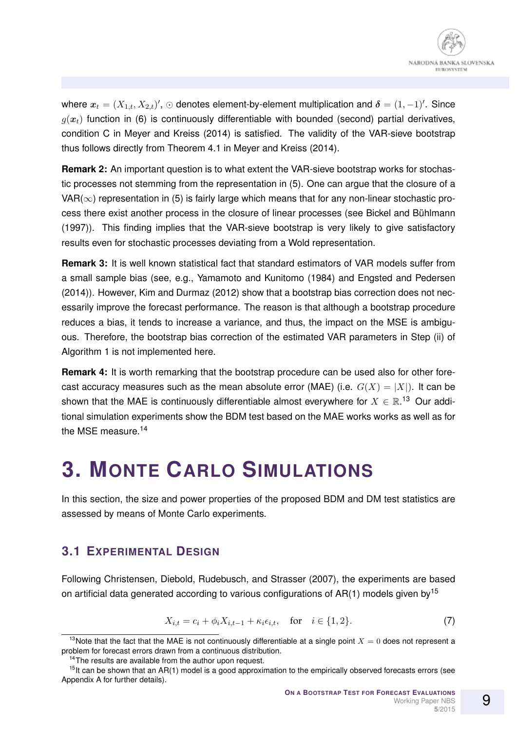where $\boldsymbol{x}_t = (X_{1,t}, X_{2,t})'$, $\odot$ denotes element-by-element multiplication and $\boldsymbol{\delta} = (1, -1)'$. Since $g(\boldsymbol{x}_t)$ function in (6) is continuously differentiable with bounded (second) partial derivatives, condition C in Meyer and Kreiss (2014) is satisfied. The validity of the VAR-sieve bootstrap thus follows directly from Theorem 4.1 in Meyer and Kreiss (2014).

**Remark 2:** An important question is to what extent the VAR-sieve bootstrap works for stochastic processes not stemming from the representation in (5). One can argue that the closure of a VAR($\infty$) representation in (5) is fairly large which means that for any non-linear stochastic process there exist another process in the closure of linear processes (see Bickel and Bühlmann (1997)). This finding implies that the VAR-sieve bootstrap is very likely to give satisfactory results even for stochastic processes deviating from a Wold representation.

**Remark 3:** It is well known statistical fact that standard estimators of VAR models suffer from a small sample bias (see, e.g., Yamamoto and Kunitomo (1984) and Engsted and Pedersen (2014)). However, Kim and Durmaz (2012) show that a bootstrap bias correction does not necessarily improve the forecast performance. The reason is that although a bootstrap procedure reduces a bias, it tends to increase a variance, and thus, the impact on the MSE is ambiguous. Therefore, the bootstrap bias correction of the estimated VAR parameters in Step (ii) of Algorithm 1 is not implemented here.

**Remark 4:** It is worth remarking that the bootstrap procedure can be used also for other forecast accuracy measures such as the mean absolute error (MAE) (i.e. $G(X) = |X|$). It can be shown that the MAE is continuously differentiable almost everywhere for $X \in \mathbb{R}$.[13] Our additional simulation experiments show the BDM test based on the MAE works works as well as for the MSE measure.[14]

# 3. Monte Carlo Simulations

In this section, the size and power properties of the proposed BDM and DM test statistics are assessed by means of Monte Carlo experiments.

## 3.1 Experimental Design

Following Christensen, Diebold, Rudebusch, and Strasser (2007), the experiments are based on artificial data generated according to various configurations of AR(1) models given by[15]

$$X_{i,t} = c_i + \phi_i X_{i,t-1} + \kappa_i \epsilon_{i,t}, \quad \text{for} \quad i \in \{1, 2\}. \tag{7}$$

[13] Note that the fact that the MAE is not continuously differentiable at a single point $X = 0$ does not represent a problem for forecast errors drawn from a continuous distribution.

[14] The results are available from the author upon request.

[15] It can be shown that an AR(1) model is a good approximation to the empirically observed forecasts errors (see Appendix A for further details).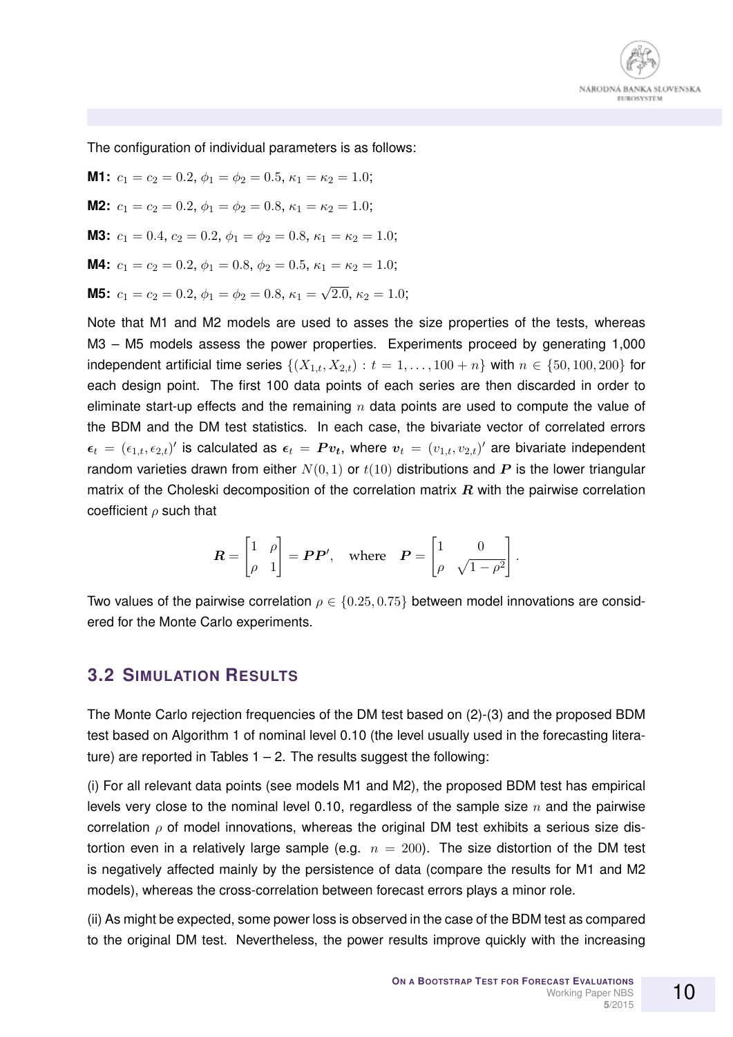The configuration of individual parameters is as follows:

**M1:** $c_1 = c_2 = 0.2$, $\phi_1 = \phi_2 = 0.5$, $\kappa_1 = \kappa_2 = 1.0$;

**M2:** $c_1 = c_2 = 0.2$, $\phi_1 = \phi_2 = 0.8$, $\kappa_1 = \kappa_2 = 1.0$;

**M3:** $c_1 = 0.4$, $c_2 = 0.2$, $\phi_1 = \phi_2 = 0.8$, $\kappa_1 = \kappa_2 = 1.0$;

**M4:** $c_1 = c_2 = 0.2$, $\phi_1 = 0.8$, $\phi_2 = 0.5$, $\kappa_1 = \kappa_2 = 1.0$;

**M5:** $c_1 = c_2 = 0.2$, $\phi_1 = \phi_2 = 0.8$, $\kappa_1 = \sqrt{2.0}$, $\kappa_2 = 1.0$;

Note that M1 and M2 models are used to asses the size properties of the tests, whereas M3 – M5 models assess the power properties. Experiments proceed by generating 1,000 independent artificial time series $\{(X_{1,t}, X_{2,t}) : t = 1, \ldots, 100 + n\}$ with $n \in \{50, 100, 200\}$ for each design point. The first 100 data points of each series are then discarded in order to eliminate start-up effects and the remaining $n$ data points are used to compute the value of the BDM and the DM test statistics. In each case, the bivariate vector of correlated errors $\boldsymbol{\epsilon}_t = (\epsilon_{1,t}, \epsilon_{2,t})'$ is calculated as $\boldsymbol{\epsilon}_t = \boldsymbol{P}\boldsymbol{v_t}$, where $\boldsymbol{v}_t = (v_{1,t}, v_{2,t})'$ are bivariate independent random varieties drawn from either $N(0, 1)$ or $t(10)$ distributions and $\boldsymbol{P}$ is the lower triangular matrix of the Choleski decomposition of the correlation matrix $\boldsymbol{R}$ with the pairwise correlation coefficient $\rho$ such that

$$\boldsymbol{R} = \begin{bmatrix} 1 & \rho \\ \rho & 1 \end{bmatrix} = \boldsymbol{P}\boldsymbol{P}', \quad \text{where} \quad \boldsymbol{P} = \begin{bmatrix} 1 & 0 \\ \rho & \sqrt{1-\rho^2} \end{bmatrix}.$$

Two values of the pairwise correlation $\rho \in \{0.25, 0.75\}$ between model innovations are considered for the Monte Carlo experiments.

## 3.2 Simulation Results

The Monte Carlo rejection frequencies of the DM test based on (2)-(3) and the proposed BDM test based on Algorithm 1 of nominal level 0.10 (the level usually used in the forecasting literature) are reported in Tables 1 – 2. The results suggest the following:

(i) For all relevant data points (see models M1 and M2), the proposed BDM test has empirical levels very close to the nominal level 0.10, regardless of the sample size $n$ and the pairwise correlation $\rho$ of model innovations, whereas the original DM test exhibits a serious size distortion even in a relatively large sample (e.g. $n = 200$). The size distortion of the DM test is negatively affected mainly by the persistence of data (compare the results for M1 and M2 models), whereas the cross-correlation between forecast errors plays a minor role.

(ii) As might be expected, some power loss is observed in the case of the BDM test as compared to the original DM test. Nevertheless, the power results improve quickly with the increasing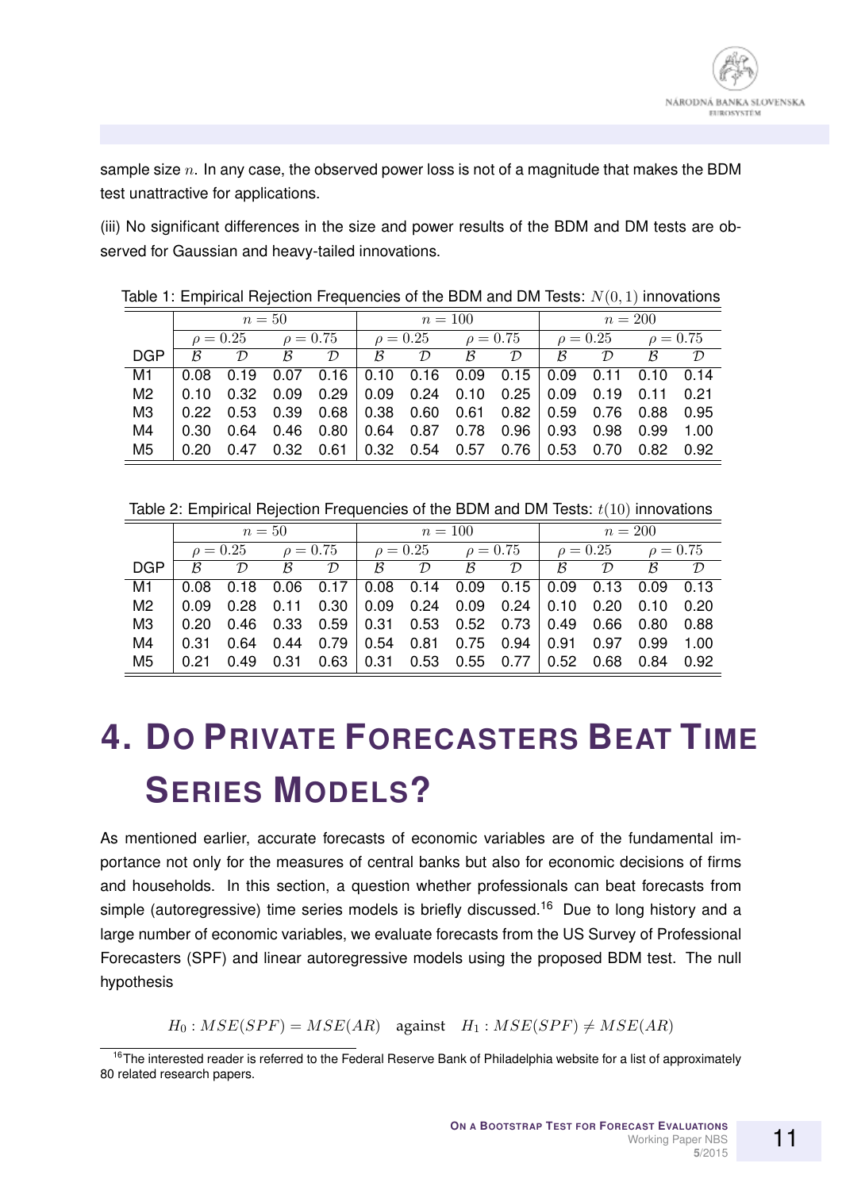sample size $n$. In any case, the observed power loss is not of a magnitude that makes the BDM test unattractive for applications.

(iii) No significant differences in the size and power results of the BDM and DM tests are observed for Gaussian and heavy-tailed innovations.

Table 1: Empirical Rejection Frequencies of the BDM and DM Tests: $N(0,1)$ innovations

| | $n=50$ | | | | $n=100$ | | | | $n=200$ | | | |
|---|---|---|---|---|---|---|---|---|---|---|---|---|
| | $\rho=0.25$ | | $\rho=0.75$ | | $\rho=0.25$ | | $\rho=0.75$ | | $\rho=0.25$ | | $\rho=0.75$ | |
| DGP | $\mathcal{B}$ | $\mathcal{D}$ | $\mathcal{B}$ | $\mathcal{D}$ | $\mathcal{B}$ | $\mathcal{D}$ | $\mathcal{B}$ | $\mathcal{D}$ | $\mathcal{B}$ | $\mathcal{D}$ | $\mathcal{B}$ | $\mathcal{D}$ |
| M1 | 0.08 | 0.19 | 0.07 | 0.16 | 0.10 | 0.16 | 0.09 | 0.15 | 0.09 | 0.11 | 0.10 | 0.14 |
| M2 | 0.10 | 0.32 | 0.09 | 0.29 | 0.09 | 0.24 | 0.10 | 0.25 | 0.09 | 0.19 | 0.11 | 0.21 |
| M3 | 0.22 | 0.53 | 0.39 | 0.68 | 0.38 | 0.60 | 0.61 | 0.82 | 0.59 | 0.76 | 0.88 | 0.95 |
| M4 | 0.30 | 0.64 | 0.46 | 0.80 | 0.64 | 0.87 | 0.78 | 0.96 | 0.93 | 0.98 | 0.99 | 1.00 |
| M5 | 0.20 | 0.47 | 0.32 | 0.61 | 0.32 | 0.54 | 0.57 | 0.76 | 0.53 | 0.70 | 0.82 | 0.92 |

Table 2: Empirical Rejection Frequencies of the BDM and DM Tests: $t(10)$ innovations

| | $n=50$ | | | | $n=100$ | | | | $n=200$ | | | |
|---|---|---|---|---|---|---|---|---|---|---|---|---|
| | $\rho=0.25$ | | $\rho=0.75$ | | $\rho=0.25$ | | $\rho=0.75$ | | $\rho=0.25$ | | $\rho=0.75$ | |
| DGP | $\mathcal{B}$ | $\mathcal{D}$ | $\mathcal{B}$ | $\mathcal{D}$ | $\mathcal{B}$ | $\mathcal{D}$ | $\mathcal{B}$ | $\mathcal{D}$ | $\mathcal{B}$ | $\mathcal{D}$ | $\mathcal{B}$ | $\mathcal{D}$ |
| M1 | 0.08 | 0.18 | 0.06 | 0.17 | 0.08 | 0.14 | 0.09 | 0.15 | 0.09 | 0.13 | 0.09 | 0.13 |
| M2 | 0.09 | 0.28 | 0.11 | 0.30 | 0.09 | 0.24 | 0.09 | 0.24 | 0.10 | 0.20 | 0.10 | 0.20 |
| M3 | 0.20 | 0.46 | 0.33 | 0.59 | 0.31 | 0.53 | 0.52 | 0.73 | 0.49 | 0.66 | 0.80 | 0.88 |
| M4 | 0.31 | 0.64 | 0.44 | 0.79 | 0.54 | 0.81 | 0.75 | 0.94 | 0.91 | 0.97 | 0.99 | 1.00 |
| M5 | 0.21 | 0.49 | 0.31 | 0.63 | 0.31 | 0.53 | 0.55 | 0.77 | 0.52 | 0.68 | 0.84 | 0.92 |

# 4. Do Private Forecasters Beat Time Series Models?

As mentioned earlier, accurate forecasts of economic variables are of the fundamental importance not only for the measures of central banks but also for economic decisions of firms and households. In this section, a question whether professionals can beat forecasts from simple (autoregressive) time series models is briefly discussed.[16] Due to long history and a large number of economic variables, we evaluate forecasts from the US Survey of Professional Forecasters (SPF) and linear autoregressive models using the proposed BDM test. The null hypothesis

$$H_0 : MSE(SPF) = MSE(AR) \quad \text{against} \quad H_1 : MSE(SPF) \neq MSE(AR)$$

[16] The interested reader is referred to the Federal Reserve Bank of Philadelphia website for a list of approximately 80 related research papers.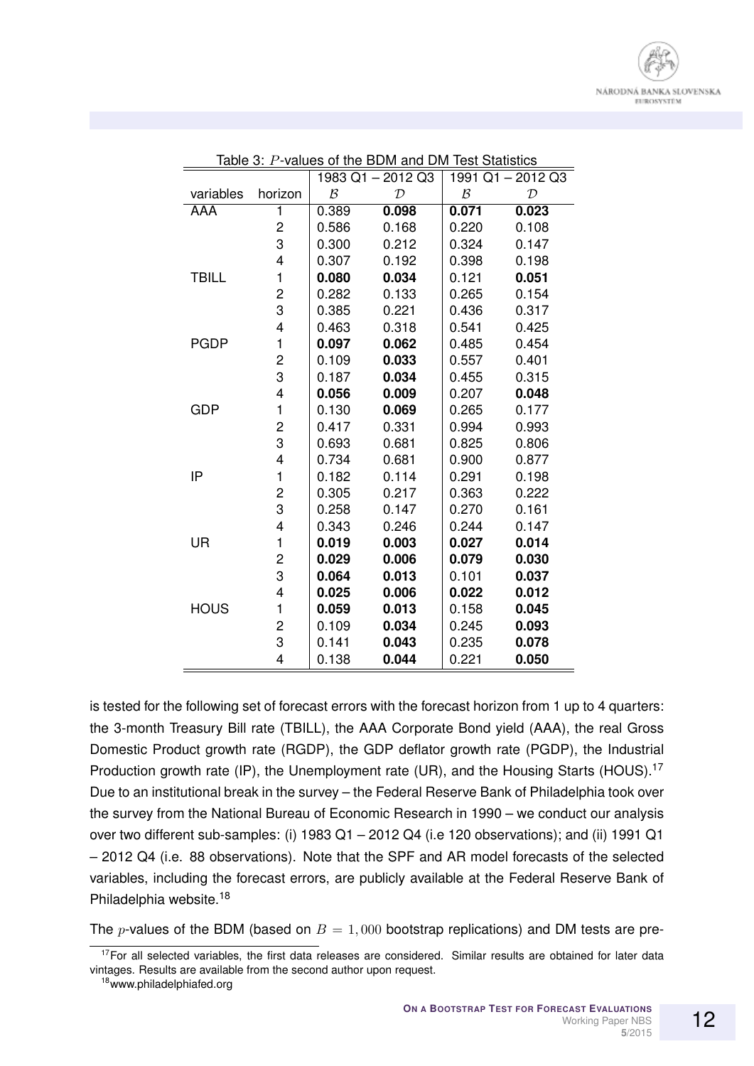Table 3: $P$-values of the BDM and DM Test Statistics

| | | 1983 Q1 – 2012 Q3 | | 1991 Q1 – 2012 Q3 | |
|---|---|---|---|---|---|
| variables | horizon | $\mathcal{B}$ | $\mathcal{D}$ | $\mathcal{B}$ | $\mathcal{D}$ |
| AAA | 1 | 0.389 | **0.098** | **0.071** | **0.023** |
| | 2 | 0.586 | 0.168 | 0.220 | 0.108 |
| | 3 | 0.300 | 0.212 | 0.324 | 0.147 |
| | 4 | 0.307 | 0.192 | 0.398 | 0.198 |
| TBILL | 1 | **0.080** | **0.034** | 0.121 | **0.051** |
| | 2 | 0.282 | 0.133 | 0.265 | 0.154 |
| | 3 | 0.385 | 0.221 | 0.436 | 0.317 |
| | 4 | 0.463 | 0.318 | 0.541 | 0.425 |
| PGDP | 1 | **0.097** | **0.062** | 0.485 | 0.454 |
| | 2 | 0.109 | **0.033** | 0.557 | 0.401 |
| | 3 | 0.187 | **0.034** | 0.455 | 0.315 |
| | 4 | **0.056** | **0.009** | 0.207 | **0.048** |
| GDP | 1 | 0.130 | **0.069** | 0.265 | 0.177 |
| | 2 | 0.417 | 0.331 | 0.994 | 0.993 |
| | 3 | 0.693 | 0.681 | 0.825 | 0.806 |
| | 4 | 0.734 | 0.681 | 0.900 | 0.877 |
| IP | 1 | 0.182 | 0.114 | 0.291 | 0.198 |
| | 2 | 0.305 | 0.217 | 0.363 | 0.222 |
| | 3 | 0.258 | 0.147 | 0.270 | 0.161 |
| | 4 | 0.343 | 0.246 | 0.244 | 0.147 |
| UR | 1 | **0.019** | **0.003** | **0.027** | **0.014** |
| | 2 | **0.029** | **0.006** | **0.079** | **0.030** |
| | 3 | **0.064** | **0.013** | 0.101 | **0.037** |
| | 4 | **0.025** | **0.006** | **0.022** | **0.012** |
| HOUS | 1 | **0.059** | **0.013** | 0.158 | **0.045** |
| | 2 | 0.109 | **0.034** | 0.245 | **0.093** |
| | 3 | 0.141 | **0.043** | 0.235 | **0.078** |
| | 4 | 0.138 | **0.044** | 0.221 | **0.050** |

is tested for the following set of forecast errors with the forecast horizon from 1 up to 4 quarters: the 3-month Treasury Bill rate (TBILL), the AAA Corporate Bond yield (AAA), the real Gross Domestic Product growth rate (RGDP), the GDP deflator growth rate (PGDP), the Industrial Production growth rate (IP), the Unemployment rate (UR), and the Housing Starts (HOUS).[17] Due to an institutional break in the survey – the Federal Reserve Bank of Philadelphia took over the survey from the National Bureau of Economic Research in 1990 – we conduct our analysis over two different sub-samples: (i) 1983 Q1 – 2012 Q4 (i.e 120 observations); and (ii) 1991 Q1 – 2012 Q4 (i.e. 88 observations). Note that the SPF and AR model forecasts of the selected variables, including the forecast errors, are publicly available at the Federal Reserve Bank of Philadelphia website.[18]

The $p$-values of the BDM (based on $B = 1,000$ bootstrap replications) and DM tests are pre-

[17] For all selected variables, the first data releases are considered. Similar results are obtained for later data vintages. Results are available from the second author upon request.

[18] www.philadelphiafed.org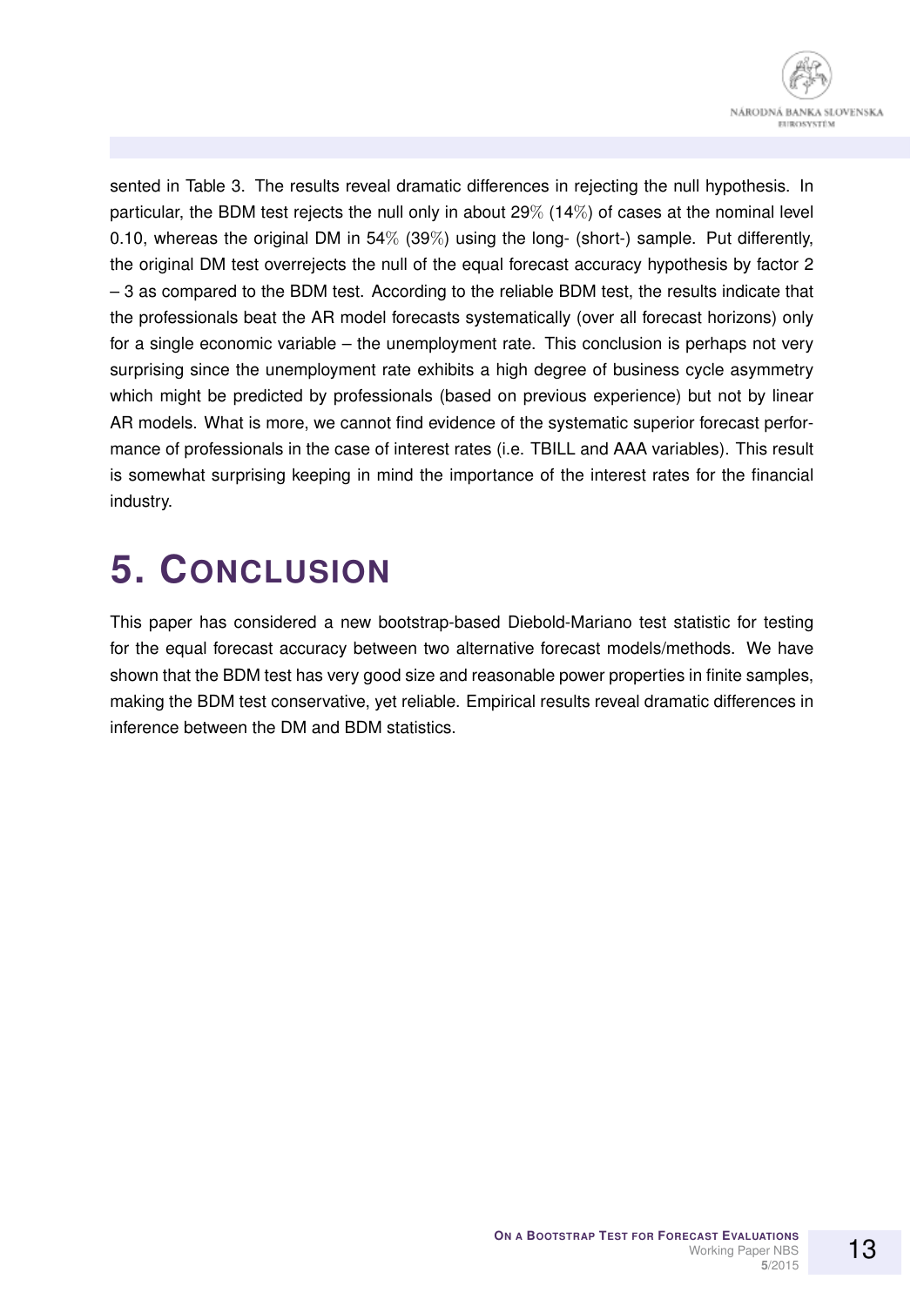sented in Table 3. The results reveal dramatic differences in rejecting the null hypothesis. In particular, the BDM test rejects the null only in about 29% (14%) of cases at the nominal level 0.10, whereas the original DM in 54% (39%) using the long- (short-) sample. Put differently, the original DM test overrejects the null of the equal forecast accuracy hypothesis by factor 2 – 3 as compared to the BDM test. According to the reliable BDM test, the results indicate that the professionals beat the AR model forecasts systematically (over all forecast horizons) only for a single economic variable – the unemployment rate. This conclusion is perhaps not very surprising since the unemployment rate exhibits a high degree of business cycle asymmetry which might be predicted by professionals (based on previous experience) but not by linear AR models. What is more, we cannot find evidence of the systematic superior forecast performance of professionals in the case of interest rates (i.e. TBILL and AAA variables). This result is somewhat surprising keeping in mind the importance of the interest rates for the financial industry.

# 5. Conclusion

This paper has considered a new bootstrap-based Diebold-Mariano test statistic for testing for the equal forecast accuracy between two alternative forecast models/methods. We have shown that the BDM test has very good size and reasonable power properties in finite samples, making the BDM test conservative, yet reliable. Empirical results reveal dramatic differences in inference between the DM and BDM statistics.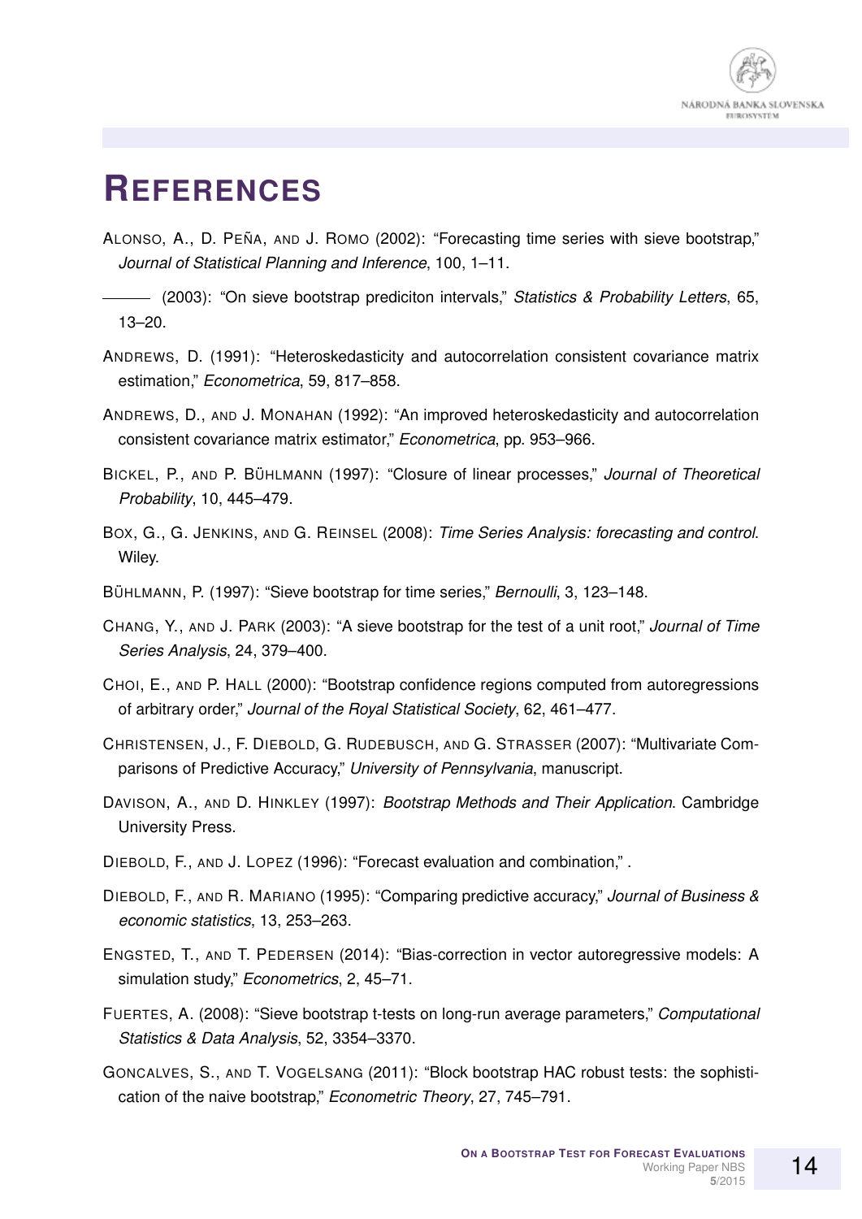# References

Alonso, A., D. Peña, and J. Romo (2002): "Forecasting time series with sieve bootstrap," *Journal of Statistical Planning and Inference*, 100, 1–11.

——— (2003): "On sieve bootstrap prediciton intervals," *Statistics & Probability Letters*, 65, 13–20.

Andrews, D. (1991): "Heteroskedasticity and autocorrelation consistent covariance matrix estimation," *Econometrica*, 59, 817–858.

Andrews, D., and J. Monahan (1992): "An improved heteroskedasticity and autocorrelation consistent covariance matrix estimator," *Econometrica*, pp. 953–966.

Bickel, P., and P. Bühlmann (1997): "Closure of linear processes," *Journal of Theoretical Probability*, 10, 445–479.

Box, G., G. Jenkins, and G. Reinsel (2008): *Time Series Analysis: forecasting and control*. Wiley.

Bühlmann, P. (1997): "Sieve bootstrap for time series," *Bernoulli*, 3, 123–148.

Chang, Y., and J. Park (2003): "A sieve bootstrap for the test of a unit root," *Journal of Time Series Analysis*, 24, 379–400.

Choi, E., and P. Hall (2000): "Bootstrap confidence regions computed from autoregressions of arbitrary order," *Journal of the Royal Statistical Society*, 62, 461–477.

Christensen, J., F. Diebold, G. Rudebusch, and G. Strasser (2007): "Multivariate Comparisons of Predictive Accuracy," *University of Pennsylvania*, manuscript.

Davison, A., and D. Hinkley (1997): *Bootstrap Methods and Their Application*. Cambridge University Press.

Diebold, F., and J. Lopez (1996): "Forecast evaluation and combination," .

Diebold, F., and R. Mariano (1995): "Comparing predictive accuracy," *Journal of Business & economic statistics*, 13, 253–263.

Engsted, T., and T. Pedersen (2014): "Bias-correction in vector autoregressive models: A simulation study," *Econometrics*, 2, 45–71.

Fuertes, A. (2008): "Sieve bootstrap t-tests on long-run average parameters," *Computational Statistics & Data Analysis*, 52, 3354–3370.

Goncalves, S., and T. Vogelsang (2011): "Block bootstrap HAC robust tests: the sophistication of the naive bootstrap," *Econometric Theory*, 27, 745–791.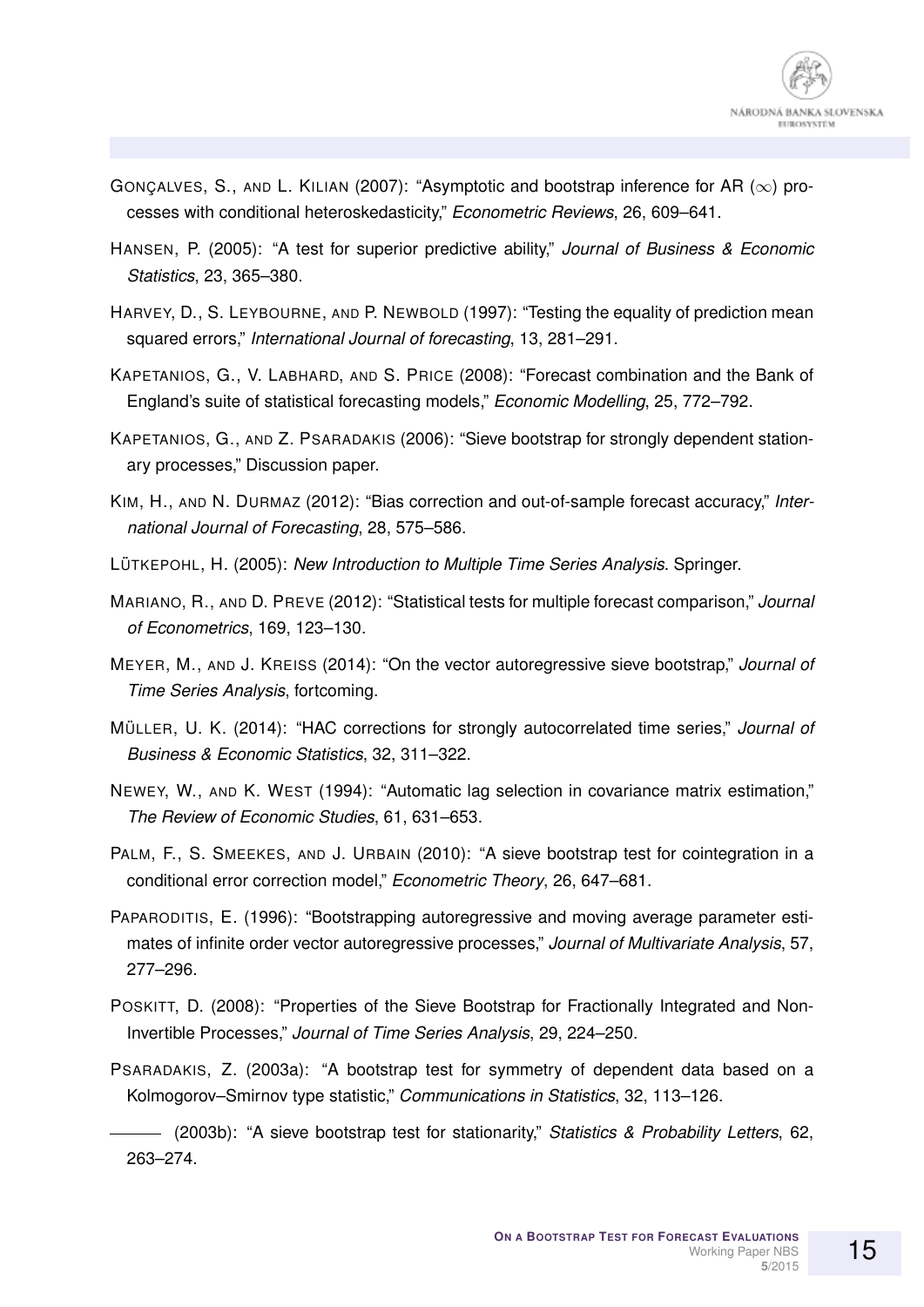GONÇALVES, S., AND L. KILIAN (2007): "Asymptotic and bootstrap inference for AR ($\infty$) processes with conditional heteroskedasticity," *Econometric Reviews*, 26, 609–641.

HANSEN, P. (2005): "A test for superior predictive ability," *Journal of Business & Economic Statistics*, 23, 365–380.

HARVEY, D., S. LEYBOURNE, AND P. NEWBOLD (1997): "Testing the equality of prediction mean squared errors," *International Journal of forecasting*, 13, 281–291.

KAPETANIOS, G., V. LABHARD, AND S. PRICE (2008): "Forecast combination and the Bank of England's suite of statistical forecasting models," *Economic Modelling*, 25, 772–792.

KAPETANIOS, G., AND Z. PSARADAKIS (2006): "Sieve bootstrap for strongly dependent stationary processes," Discussion paper.

KIM, H., AND N. DURMAZ (2012): "Bias correction and out-of-sample forecast accuracy," *International Journal of Forecasting*, 28, 575–586.

LÜTKEPOHL, H. (2005): *New Introduction to Multiple Time Series Analysis*. Springer.

MARIANO, R., AND D. PREVE (2012): "Statistical tests for multiple forecast comparison," *Journal of Econometrics*, 169, 123–130.

MEYER, M., AND J. KREISS (2014): "On the vector autoregressive sieve bootstrap," *Journal of Time Series Analysis*, fortcoming.

MÜLLER, U. K. (2014): "HAC corrections for strongly autocorrelated time series," *Journal of Business & Economic Statistics*, 32, 311–322.

NEWEY, W., AND K. WEST (1994): "Automatic lag selection in covariance matrix estimation," *The Review of Economic Studies*, 61, 631–653.

PALM, F., S. SMEEKES, AND J. URBAIN (2010): "A sieve bootstrap test for cointegration in a conditional error correction model," *Econometric Theory*, 26, 647–681.

PAPARODITIS, E. (1996): "Bootstrapping autoregressive and moving average parameter estimates of infinite order vector autoregressive processes," *Journal of Multivariate Analysis*, 57, 277–296.

POSKITT, D. (2008): "Properties of the Sieve Bootstrap for Fractionally Integrated and Non-Invertible Processes," *Journal of Time Series Analysis*, 29, 224–250.

PSARADAKIS, Z. (2003a): "A bootstrap test for symmetry of dependent data based on a Kolmogorov–Smirnov type statistic," *Communications in Statistics*, 32, 113–126.

——— (2003b): "A sieve bootstrap test for stationarity," *Statistics & Probability Letters*, 62, 263–274.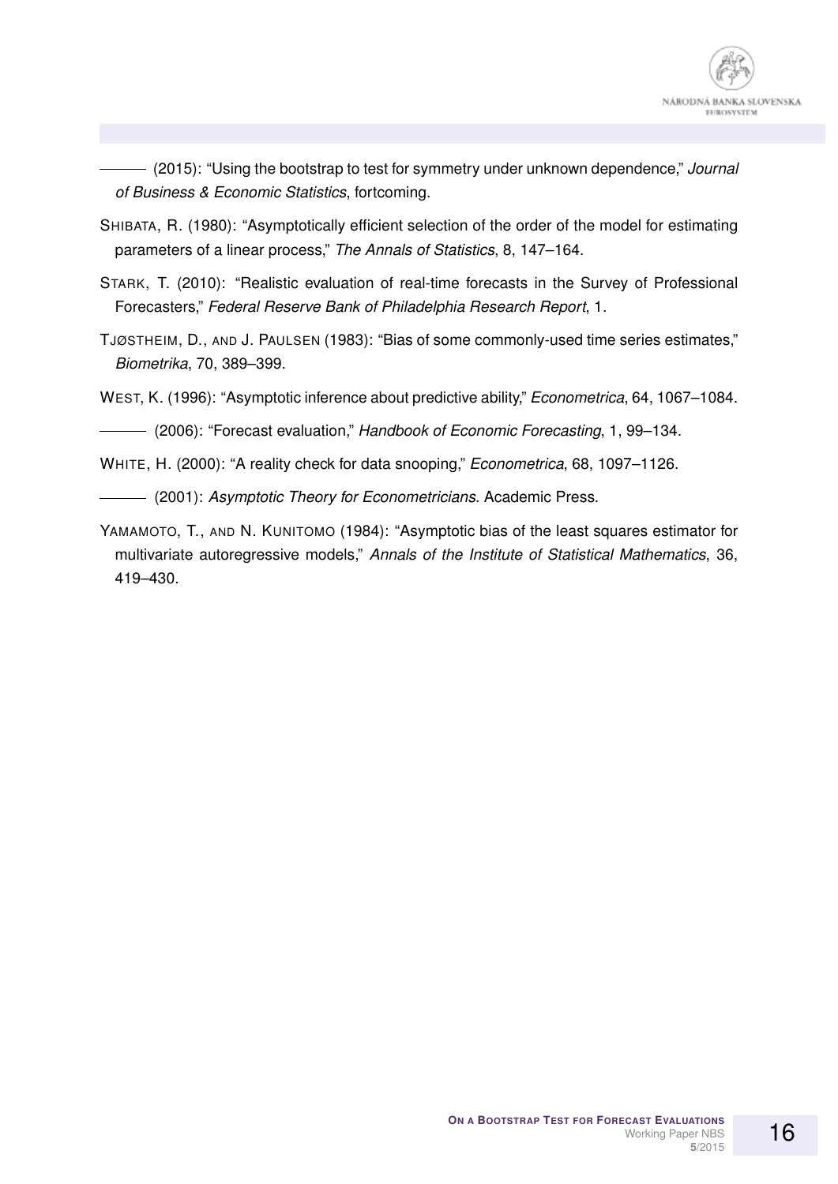——— (2015): "Using the bootstrap to test for symmetry under unknown dependence," *Journal of Business & Economic Statistics*, fortcoming.

SHIBATA, R. (1980): "Asymptotically efficient selection of the order of the model for estimating parameters of a linear process," *The Annals of Statistics*, 8, 147–164.

STARK, T. (2010): "Realistic evaluation of real-time forecasts in the Survey of Professional Forecasters," *Federal Reserve Bank of Philadelphia Research Report*, 1.

TJØSTHEIM, D., AND J. PAULSEN (1983): "Bias of some commonly-used time series estimates," *Biometrika*, 70, 389–399.

WEST, K. (1996): "Asymptotic inference about predictive ability," *Econometrica*, 64, 1067–1084.

——— (2006): "Forecast evaluation," *Handbook of Economic Forecasting*, 1, 99–134.

WHITE, H. (2000): "A reality check for data snooping," *Econometrica*, 68, 1097–1126.

——— (2001): *Asymptotic Theory for Econometricians*. Academic Press.

YAMAMOTO, T., AND N. KUNITOMO (1984): "Asymptotic bias of the least squares estimator for multivariate autoregressive models," *Annals of the Institute of Statistical Mathematics*, 36, 419–430.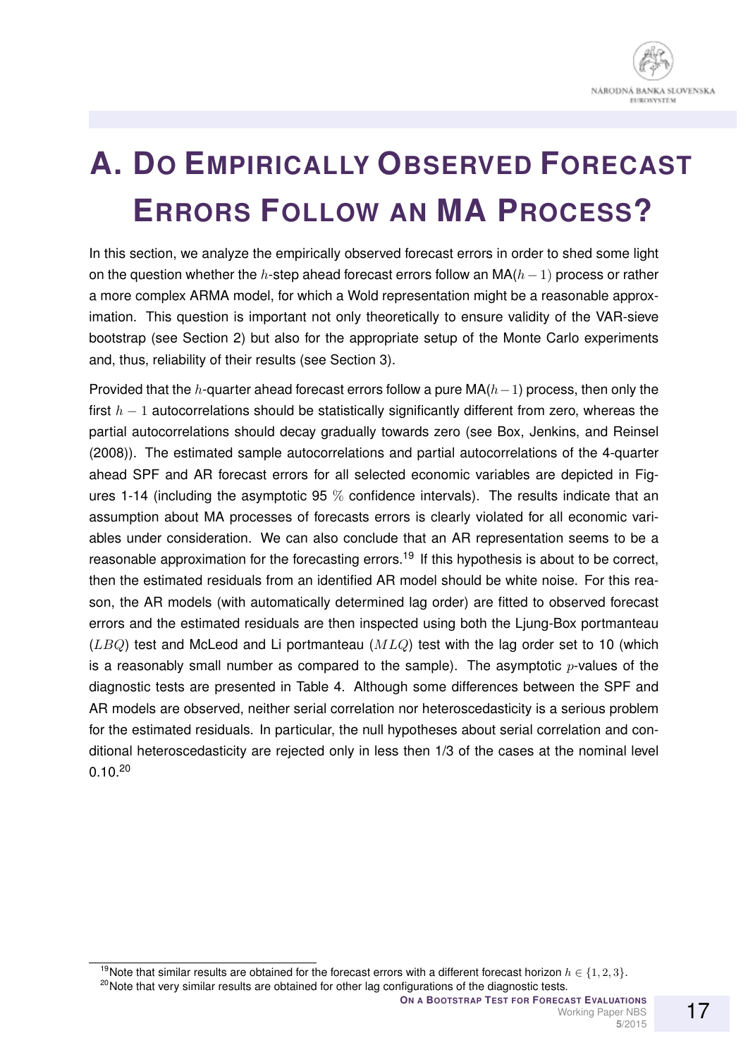# A. Do Empirically Observed Forecast Errors Follow an MA Process?

In this section, we analyze the empirically observed forecast errors in order to shed some light on the question whether the $h$-step ahead forecast errors follow an MA($h-1$) process or rather a more complex ARMA model, for which a Wold representation might be a reasonable approximation. This question is important not only theoretically to ensure validity of the VAR-sieve bootstrap (see Section 2) but also for the appropriate setup of the Monte Carlo experiments and, thus, reliability of their results (see Section 3).

Provided that the $h$-quarter ahead forecast errors follow a pure MA($h-1$) process, then only the first $h-1$ autocorrelations should be statistically significantly different from zero, whereas the partial autocorrelations should decay gradually towards zero (see Box, Jenkins, and Reinsel (2008)). The estimated sample autocorrelations and partial autocorrelations of the 4-quarter ahead SPF and AR forecast errors for all selected economic variables are depicted in Figures 1-14 (including the asymptotic 95 $\%$ confidence intervals). The results indicate that an assumption about MA processes of forecasts errors is clearly violated for all economic variables under consideration. We can also conclude that an AR representation seems to be a reasonable approximation for the forecasting errors.[19] If this hypothesis is about to be correct, then the estimated residuals from an identified AR model should be white noise. For this reason, the AR models (with automatically determined lag order) are fitted to observed forecast errors and the estimated residuals are then inspected using both the Ljung-Box portmanteau ($LBQ$) test and McLeod and Li portmanteau ($MLQ$) test with the lag order set to 10 (which is a reasonably small number as compared to the sample). The asymptotic $p$-values of the diagnostic tests are presented in Table 4. Although some differences between the SPF and AR models are observed, neither serial correlation nor heteroscedasticity is a serious problem for the estimated residuals. In particular, the null hypotheses about serial correlation and conditional heteroscedasticity are rejected only in less then 1/3 of the cases at the nominal level 0.10.[20]

[19] Note that similar results are obtained for the forecast errors with a different forecast horizon $h \in \{1, 2, 3\}$.

[20] Note that very similar results are obtained for other lag configurations of the diagnostic tests.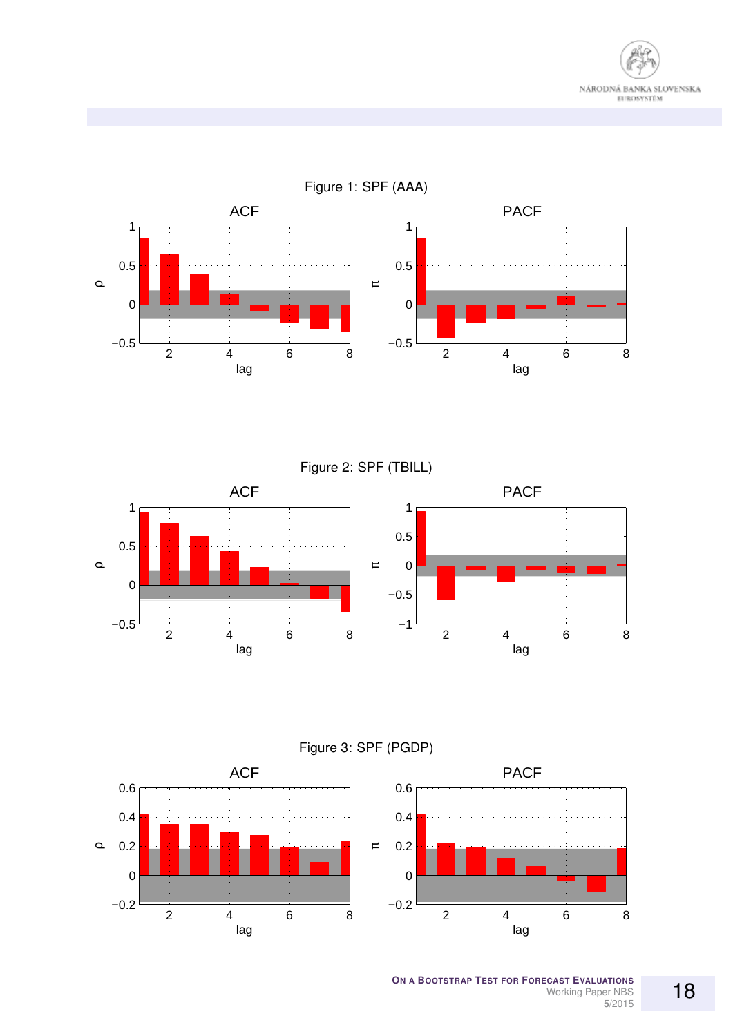Figure 1: SPF (AAA)

Figure 2: SPF (TBILL)

Figure 3: SPF (PGDP)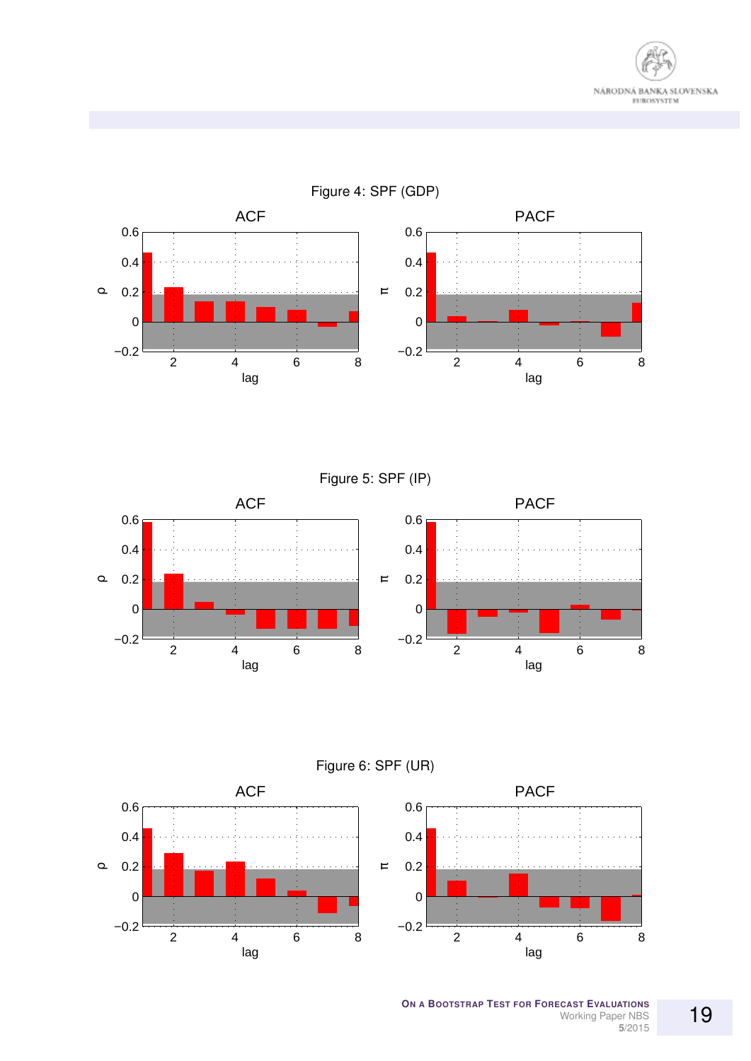Figure 4: SPF (GDP)

Figure 5: SPF (IP)

Figure 6: SPF (UR)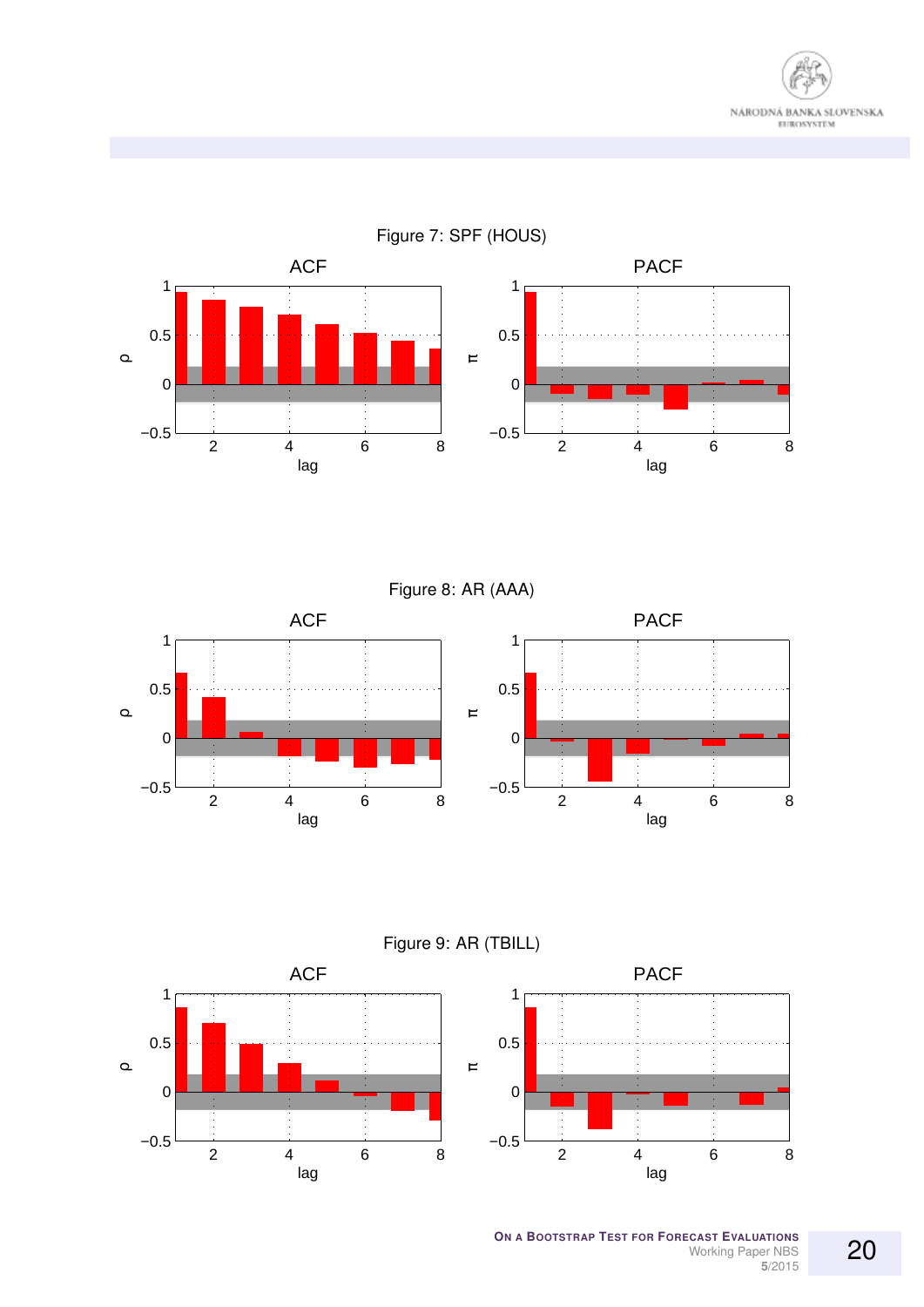Figure 7: SPF (HOUS)

Figure 8: AR (AAA)

Figure 9: AR (TBILL)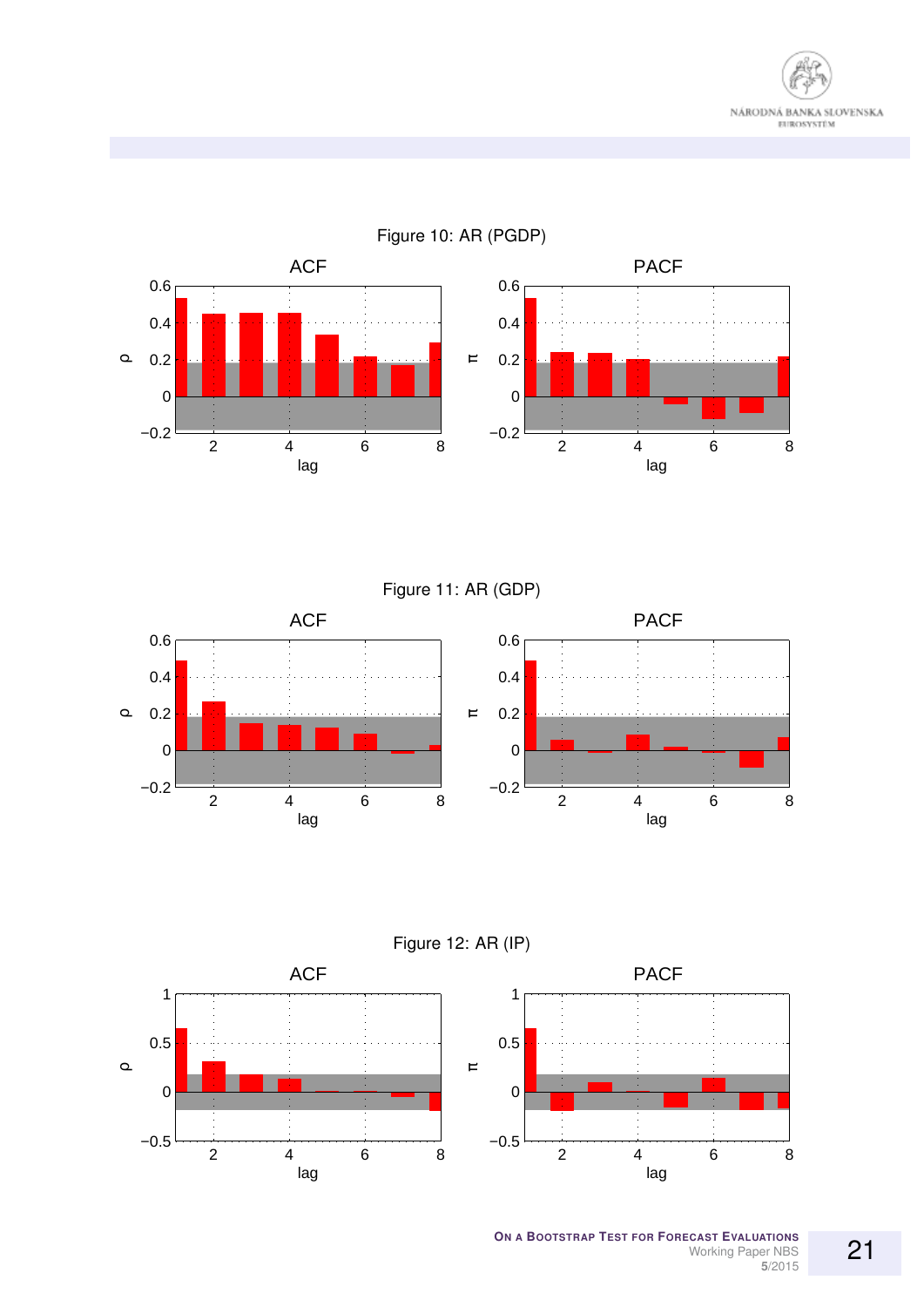Figure 10: AR (PGDP)

Figure 11: AR (GDP)

Figure 12: AR (IP)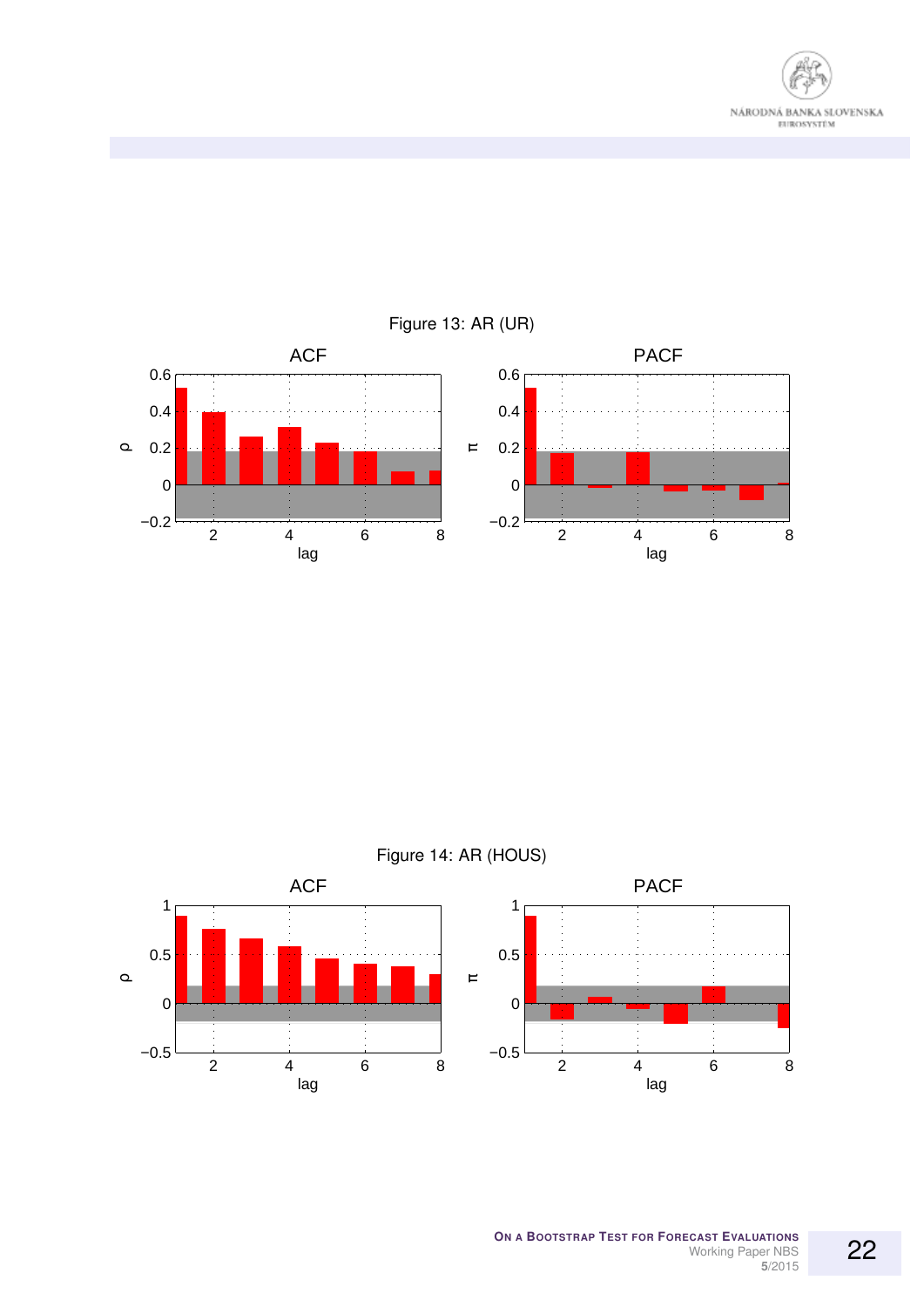Figure 13: AR (UR)

Figure 14: AR (HOUS)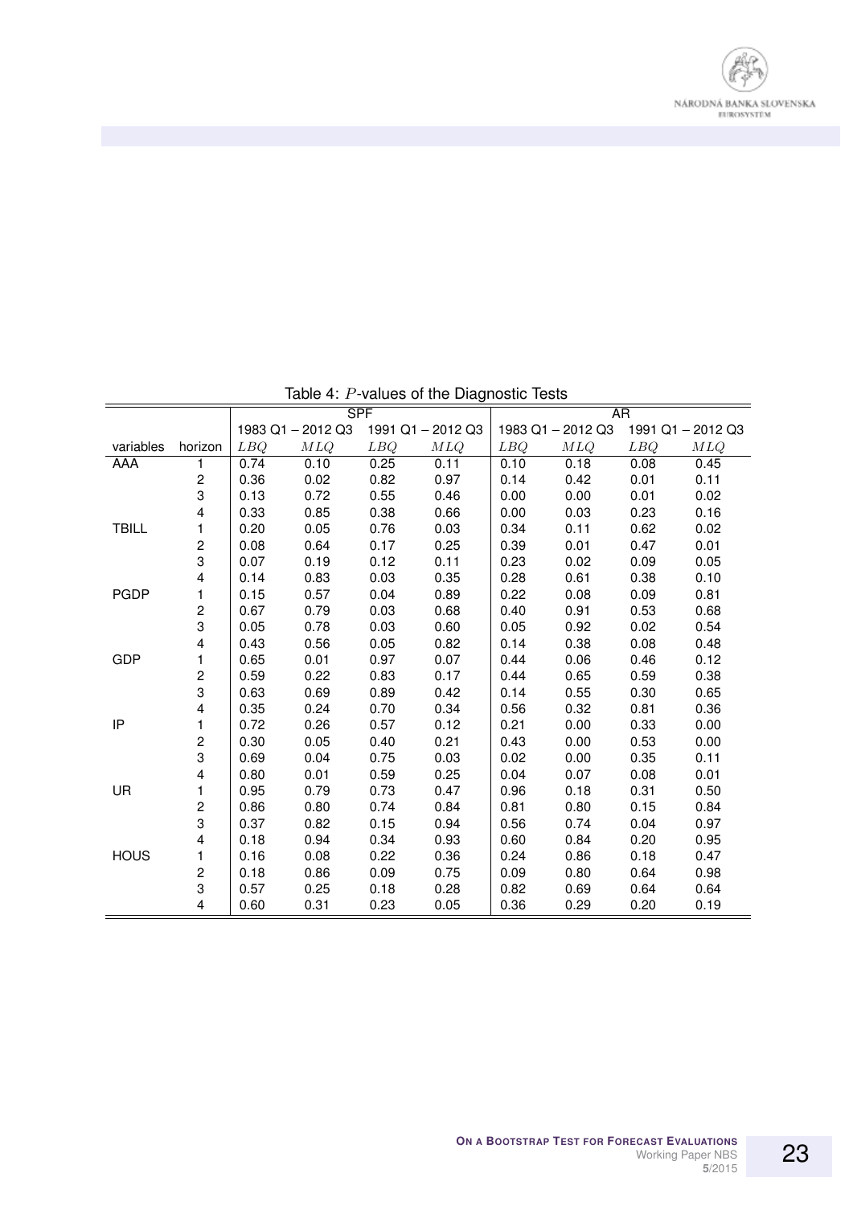Table 4: $P$-values of the Diagnostic Tests

| | | SPF | | | | AR | | | |
|---|---|---|---|---|---|---|---|---|---|
| | | 1983 Q1 – 2012 Q3 | | 1991 Q1 – 2012 Q3 | | 1983 Q1 – 2012 Q3 | | 1991 Q1 – 2012 Q3 | |
| variables | horizon | $LBQ$ | $MLQ$ | $LBQ$ | $MLQ$ | $LBQ$ | $MLQ$ | $LBQ$ | $MLQ$ |
| AAA | 1 | 0.74 | 0.10 | 0.25 | 0.11 | 0.10 | 0.18 | 0.08 | 0.45 |
| | 2 | 0.36 | 0.02 | 0.82 | 0.97 | 0.14 | 0.42 | 0.01 | 0.11 |
| | 3 | 0.13 | 0.72 | 0.55 | 0.46 | 0.00 | 0.00 | 0.01 | 0.02 |
| | 4 | 0.33 | 0.85 | 0.38 | 0.66 | 0.00 | 0.03 | 0.23 | 0.16 |
| TBILL | 1 | 0.20 | 0.05 | 0.76 | 0.03 | 0.34 | 0.11 | 0.62 | 0.02 |
| | 2 | 0.08 | 0.64 | 0.17 | 0.25 | 0.39 | 0.01 | 0.47 | 0.01 |
| | 3 | 0.07 | 0.19 | 0.12 | 0.11 | 0.23 | 0.02 | 0.09 | 0.05 |
| | 4 | 0.14 | 0.83 | 0.03 | 0.35 | 0.28 | 0.61 | 0.38 | 0.10 |
| PGDP | 1 | 0.15 | 0.57 | 0.04 | 0.89 | 0.22 | 0.08 | 0.09 | 0.81 |
| | 2 | 0.67 | 0.79 | 0.03 | 0.68 | 0.40 | 0.91 | 0.53 | 0.68 |
| | 3 | 0.05 | 0.78 | 0.03 | 0.60 | 0.05 | 0.92 | 0.02 | 0.54 |
| | 4 | 0.43 | 0.56 | 0.05 | 0.82 | 0.14 | 0.38 | 0.08 | 0.48 |
| GDP | 1 | 0.65 | 0.01 | 0.97 | 0.07 | 0.44 | 0.06 | 0.46 | 0.12 |
| | 2 | 0.59 | 0.22 | 0.83 | 0.17 | 0.44 | 0.65 | 0.59 | 0.38 |
| | 3 | 0.63 | 0.69 | 0.89 | 0.42 | 0.14 | 0.55 | 0.30 | 0.65 |
| | 4 | 0.35 | 0.24 | 0.70 | 0.34 | 0.56 | 0.32 | 0.81 | 0.36 |
| IP | 1 | 0.72 | 0.26 | 0.57 | 0.12 | 0.21 | 0.00 | 0.33 | 0.00 |
| | 2 | 0.30 | 0.05 | 0.40 | 0.21 | 0.43 | 0.00 | 0.53 | 0.00 |
| | 3 | 0.69 | 0.04 | 0.75 | 0.03 | 0.02 | 0.00 | 0.35 | 0.11 |
| | 4 | 0.80 | 0.01 | 0.59 | 0.25 | 0.04 | 0.07 | 0.08 | 0.01 |
| UR | 1 | 0.95 | 0.79 | 0.73 | 0.47 | 0.96 | 0.18 | 0.31 | 0.50 |
| | 2 | 0.86 | 0.80 | 0.74 | 0.84 | 0.81 | 0.80 | 0.15 | 0.84 |
| | 3 | 0.37 | 0.82 | 0.15 | 0.94 | 0.56 | 0.74 | 0.04 | 0.97 |
| | 4 | 0.18 | 0.94 | 0.34 | 0.93 | 0.60 | 0.84 | 0.20 | 0.95 |
| HOUS | 1 | 0.16 | 0.08 | 0.22 | 0.36 | 0.24 | 0.86 | 0.18 | 0.47 |
| | 2 | 0.18 | 0.86 | 0.09 | 0.75 | 0.09 | 0.80 | 0.64 | 0.98 |
| | 3 | 0.57 | 0.25 | 0.18 | 0.28 | 0.82 | 0.69 | 0.64 | 0.64 |
| | 4 | 0.60 | 0.31 | 0.23 | 0.05 | 0.36 | 0.29 | 0.20 | 0.19 |